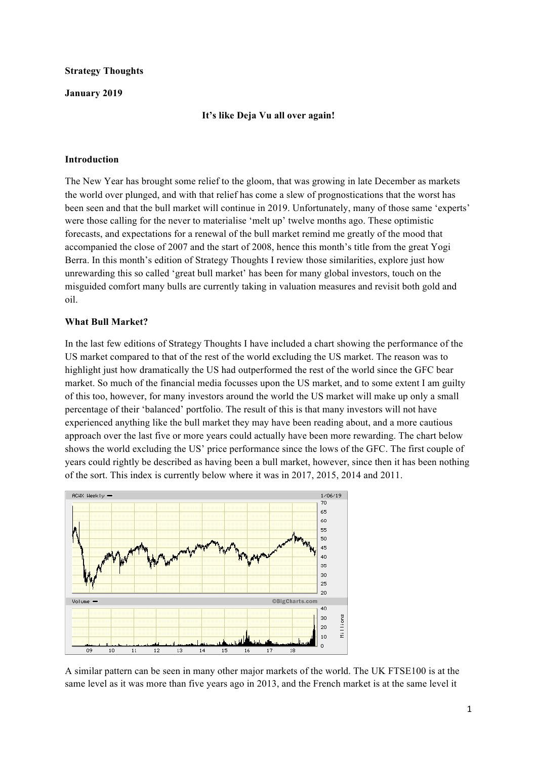**Strategy Thoughts**

**January 2019**

**It's like Deja Vu all over again!**

## Introduction

The New Year has brought some relief to the gloom, that was growing in late December as markets the world over plunged, and with that relief has come a slew of prognostications that the worst has been seen and that the bull market will continue in 2019. Unfortunately, many of those same 'experts' were those calling for the never to materialise 'melt up' twelve months ago. These optimistic forecasts, and expectations for a renewal of the bull market remind me greatly of the mood that accompanied the close of 2007 and the start of 2008, hence this month's title from the great Yogi Berra. In this month's edition of Strategy Thoughts I review those similarities, explore just how unrewarding this so called 'great bull market' has been for many global investors, touch on the misguided comfort many bulls are currently taking in valuation measures and revisit both gold and oil.

## What Bull Market?

In the last few editions of Strategy Thoughts I have included a chart showing the performance of the US market compared to that of the rest of the world excluding the US market. The reason was to highlight just how dramatically the US had outperformed the rest of the world since the GFC bear market. So much of the financial media focusses upon the US market, and to some extent I am guilty of this too, however, for many investors around the world the US market will make up only a small percentage of their 'balanced' portfolio. The result of this is that many investors will not have experienced anything like the bull market they may have been reading about, and a more cautious approach over the last five or more years could actually have been more rewarding. The chart below shows the world excluding the US' price performance since the lows of the GFC. The first couple of years could rightly be described as having been a bull market, however, since then it has been nothing of the sort. This index is currently below where it was in 2017, 2015, 2014 and 2011.

A similar pattern can be seen in many other major markets of the world. The UK FTSE100 is at the same level as it was more than five years ago in 2013, and the French market is at the same level it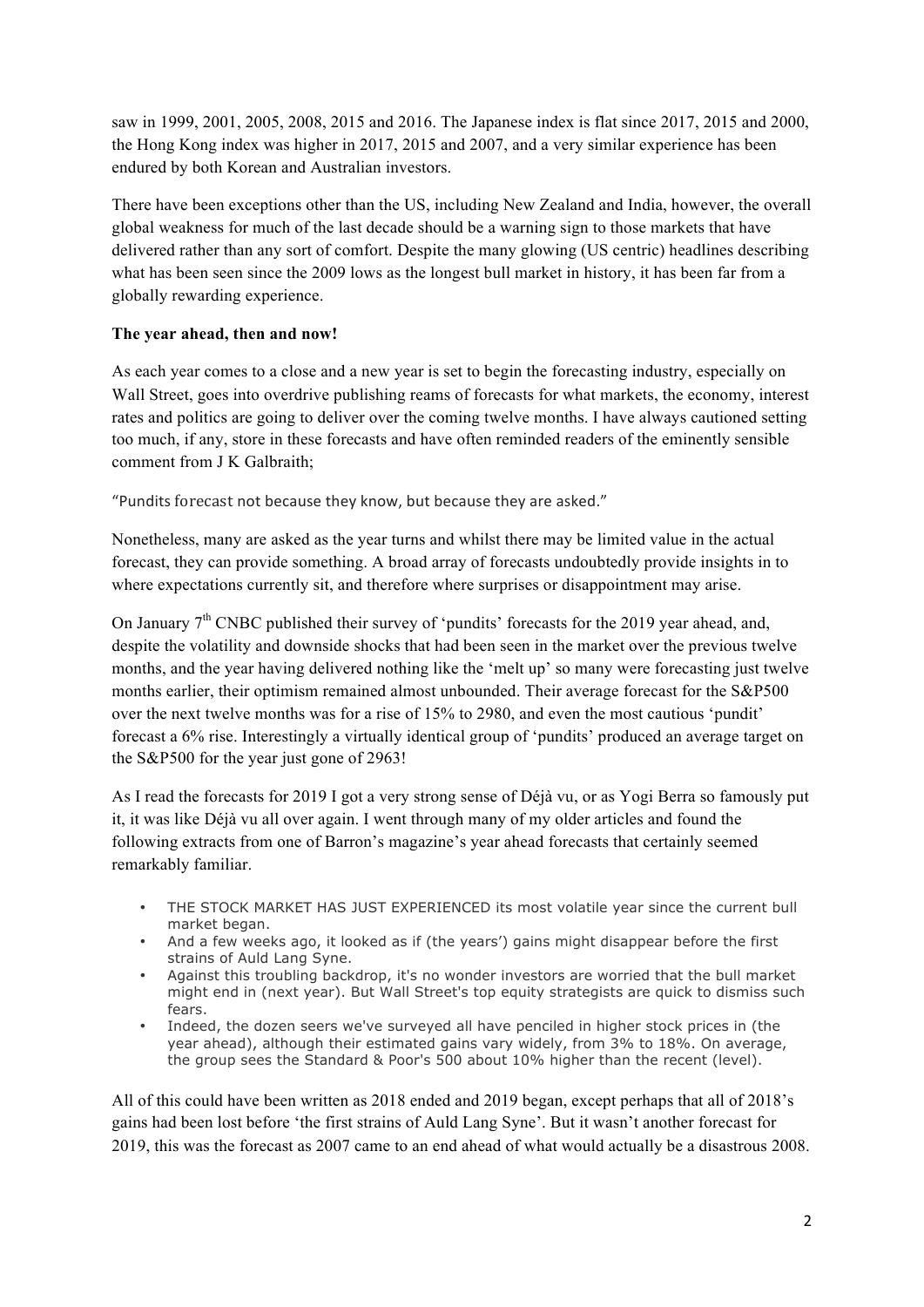saw in 1999, 2001, 2005, 2008, 2015 and 2016. The Japanese index is flat since 2017, 2015 and 2000, the Hong Kong index was higher in 2017, 2015 and 2007, and a very similar experience has been endured by both Korean and Australian investors.

There have been exceptions other than the US, including New Zealand and India, however, the overall global weakness for much of the last decade should be a warning sign to those markets that have delivered rather than any sort of comfort. Despite the many glowing (US centric) headlines describing what has been seen since the 2009 lows as the longest bull market in history, it has been far from a globally rewarding experience.

**The year ahead, then and now!**

As each year comes to a close and a new year is set to begin the forecasting industry, especially on Wall Street, goes into overdrive publishing reams of forecasts for what markets, the economy, interest rates and politics are going to deliver over the coming twelve months. I have always cautioned setting too much, if any, store in these forecasts and have often reminded readers of the eminently sensible comment from J K Galbraith;

"Pundits forecast not because they know, but because they are asked."

Nonetheless, many are asked as the year turns and whilst there may be limited value in the actual forecast, they can provide something. A broad array of forecasts undoubtedly provide insights in to where expectations currently sit, and therefore where surprises or disappointment may arise.

On January 7th CNBC published their survey of 'pundits' forecasts for the 2019 year ahead, and, despite the volatility and downside shocks that had been seen in the market over the previous twelve months, and the year having delivered nothing like the 'melt up' so many were forecasting just twelve months earlier, their optimism remained almost unbounded. Their average forecast for the S&P500 over the next twelve months was for a rise of 15% to 2980, and even the most cautious 'pundit' forecast a 6% rise. Interestingly a virtually identical group of 'pundits' produced an average target on the S&P500 for the year just gone of 2963!

As I read the forecasts for 2019 I got a very strong sense of Déjà vu, or as Yogi Berra so famously put it, it was like Déjà vu all over again. I went through many of my older articles and found the following extracts from one of Barron's magazine's year ahead forecasts that certainly seemed remarkably familiar.

- THE STOCK MARKET HAS JUST EXPERIENCED its most volatile year since the current bull market began.
- And a few weeks ago, it looked as if (the years') gains might disappear before the first strains of Auld Lang Syne.
- Against this troubling backdrop, it's no wonder investors are worried that the bull market might end in (next year). But Wall Street's top equity strategists are quick to dismiss such fears.
- Indeed, the dozen seers we've surveyed all have penciled in higher stock prices in (the year ahead), although their estimated gains vary widely, from 3% to 18%. On average, the group sees the Standard & Poor's 500 about 10% higher than the recent (level).

All of this could have been written as 2018 ended and 2019 began, except perhaps that all of 2018's gains had been lost before 'the first strains of Auld Lang Syne'. But it wasn't another forecast for 2019, this was the forecast as 2007 came to an end ahead of what would actually be a disastrous 2008.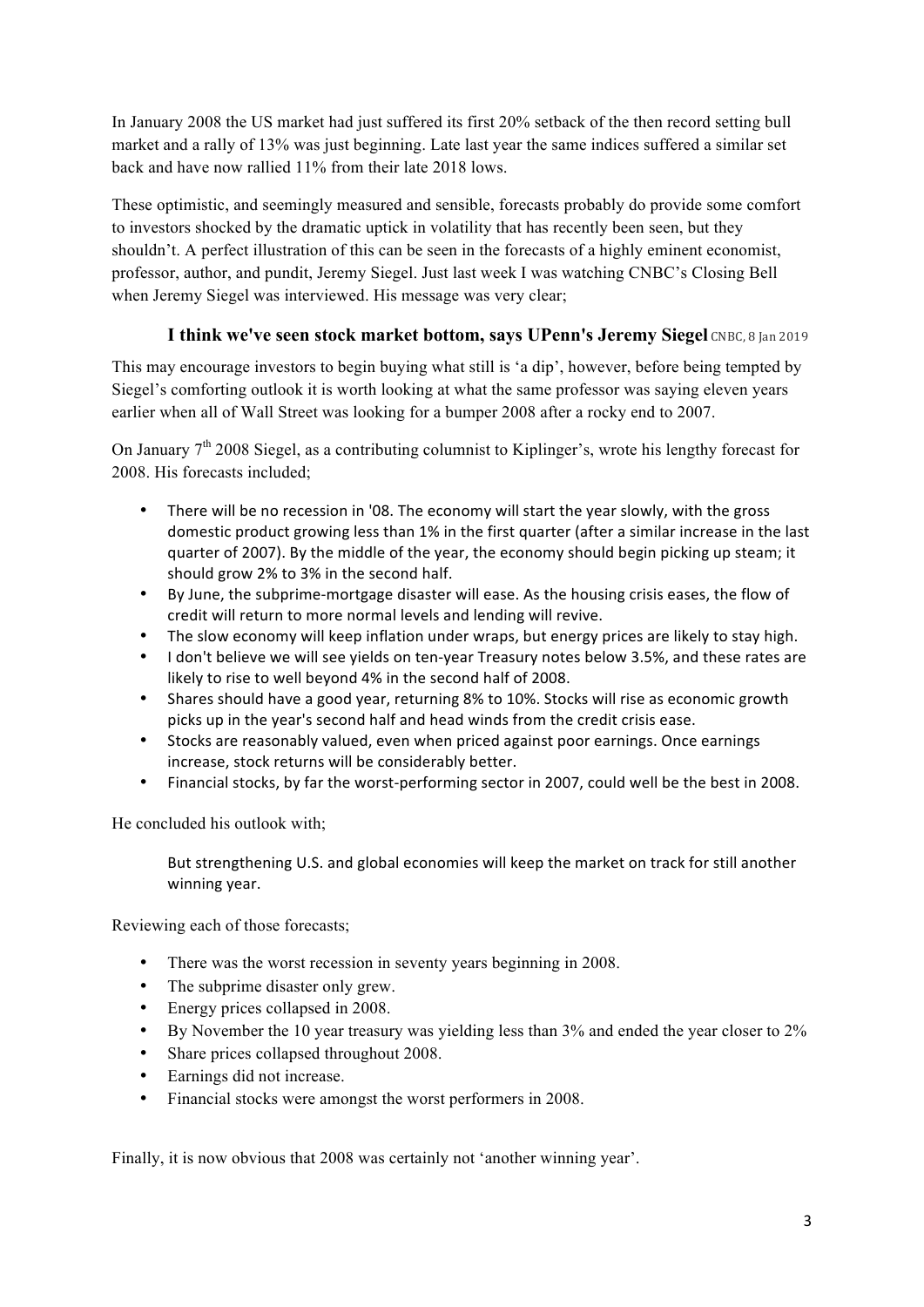In January 2008 the US market had just suffered its first 20% setback of the then record setting bull market and a rally of 13% was just beginning. Late last year the same indices suffered a similar set back and have now rallied 11% from their late 2018 lows.

These optimistic, and seemingly measured and sensible, forecasts probably do provide some comfort to investors shocked by the dramatic uptick in volatility that has recently been seen, but they shouldn't. A perfect illustration of this can be seen in the forecasts of a highly eminent economist, professor, author, and pundit, Jeremy Siegel. Just last week I was watching CNBC's Closing Bell when Jeremy Siegel was interviewed. His message was very clear;

**I think we've seen stock market bottom, says UPenn's Jeremy Siegel** CNBC, 8 Jan 2019

This may encourage investors to begin buying what still is 'a dip', however, before being tempted by Siegel's comforting outlook it is worth looking at what the same professor was saying eleven years earlier when all of Wall Street was looking for a bumper 2008 after a rocky end to 2007.

On January 7th 2008 Siegel, as a contributing columnist to Kiplinger's, wrote his lengthy forecast for 2008. His forecasts included;

- There will be no recession in '08. The economy will start the year slowly, with the gross domestic product growing less than 1% in the first quarter (after a similar increase in the last quarter of 2007). By the middle of the year, the economy should begin picking up steam; it should grow 2% to 3% in the second half.
- By June, the subprime-mortgage disaster will ease. As the housing crisis eases, the flow of credit will return to more normal levels and lending will revive.
- The slow economy will keep inflation under wraps, but energy prices are likely to stay high.
- I don't believe we will see yields on ten-year Treasury notes below 3.5%, and these rates are likely to rise to well beyond 4% in the second half of 2008.
- Shares should have a good year, returning 8% to 10%. Stocks will rise as economic growth picks up in the year's second half and head winds from the credit crisis ease.
- Stocks are reasonably valued, even when priced against poor earnings. Once earnings increase, stock returns will be considerably better.
- Financial stocks, by far the worst-performing sector in 2007, could well be the best in 2008.

He concluded his outlook with;

> But strengthening U.S. and global economies will keep the market on track for still another winning year.

Reviewing each of those forecasts;

- There was the worst recession in seventy years beginning in 2008.
- The subprime disaster only grew.
- Energy prices collapsed in 2008.
- By November the 10 year treasury was yielding less than 3% and ended the year closer to 2%
- Share prices collapsed throughout 2008.
- Earnings did not increase.
- Financial stocks were amongst the worst performers in 2008.

Finally, it is now obvious that 2008 was certainly not 'another winning year'.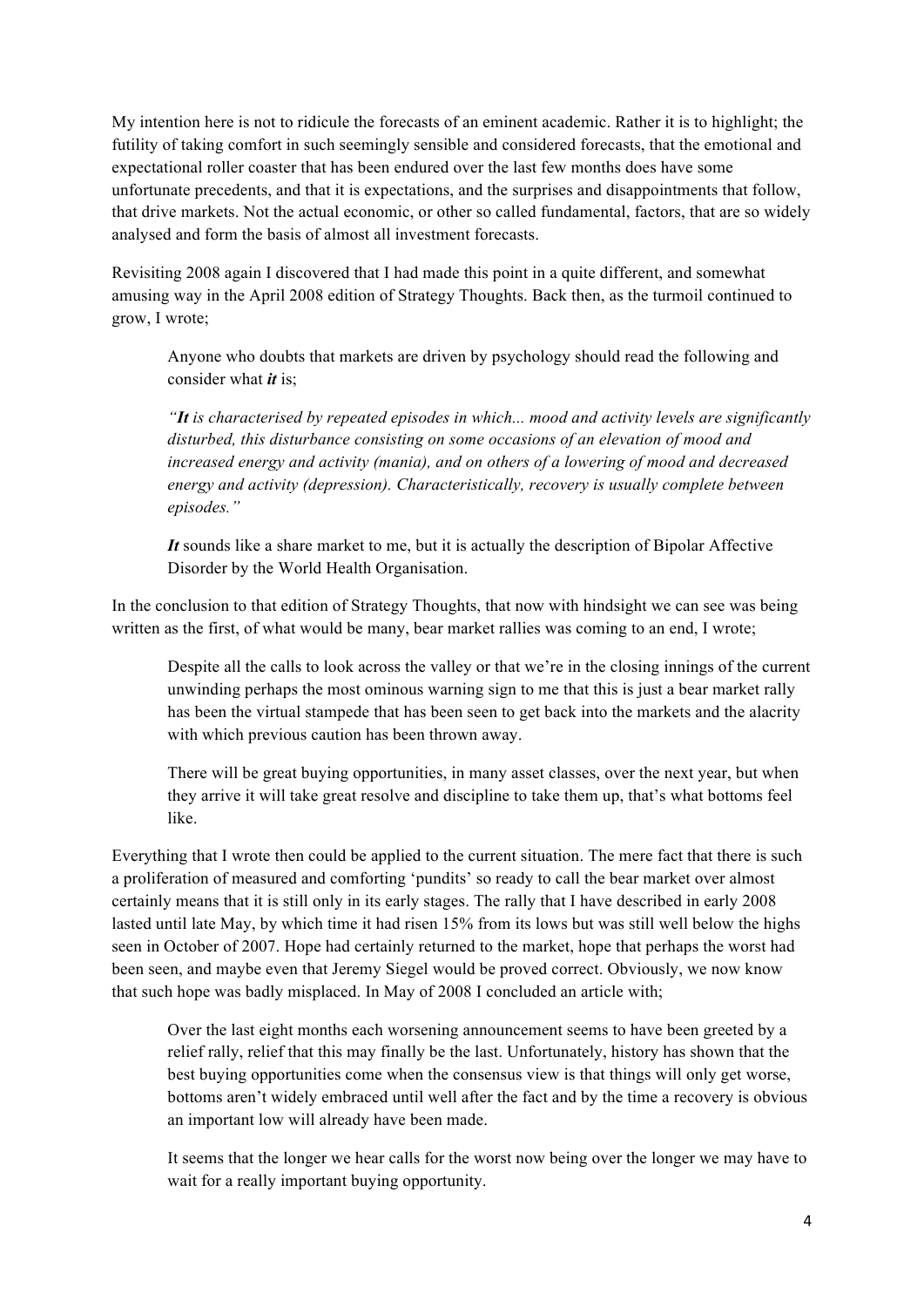My intention here is not to ridicule the forecasts of an eminent academic. Rather it is to highlight; the futility of taking comfort in such seemingly sensible and considered forecasts, that the emotional and expectational roller coaster that has been endured over the last few months does have some unfortunate precedents, and that it is expectations, and the surprises and disappointments that follow, that drive markets. Not the actual economic, or other so called fundamental, factors, that are so widely analysed and form the basis of almost all investment forecasts.

Revisiting 2008 again I discovered that I had made this point in a quite different, and somewhat amusing way in the April 2008 edition of Strategy Thoughts. Back then, as the turmoil continued to grow, I wrote;

> Anyone who doubts that markets are driven by psychology should read the following and consider what ***it*** is;
>
> *"**It** is characterised by repeated episodes in which... mood and activity levels are significantly disturbed, this disturbance consisting on some occasions of an elevation of mood and increased energy and activity (mania), and on others of a lowering of mood and decreased energy and activity (depression). Characteristically, recovery is usually complete between episodes."*
>
> ***It*** sounds like a share market to me, but it is actually the description of Bipolar Affective Disorder by the World Health Organisation.

In the conclusion to that edition of Strategy Thoughts, that now with hindsight we can see was being written as the first, of what would be many, bear market rallies was coming to an end, I wrote;

> Despite all the calls to look across the valley or that we're in the closing innings of the current unwinding perhaps the most ominous warning sign to me that this is just a bear market rally has been the virtual stampede that has been seen to get back into the markets and the alacrity with which previous caution has been thrown away.
>
> There will be great buying opportunities, in many asset classes, over the next year, but when they arrive it will take great resolve and discipline to take them up, that's what bottoms feel like.

Everything that I wrote then could be applied to the current situation. The mere fact that there is such a proliferation of measured and comforting 'pundits' so ready to call the bear market over almost certainly means that it is still only in its early stages. The rally that I have described in early 2008 lasted until late May, by which time it had risen 15% from its lows but was still well below the highs seen in October of 2007. Hope had certainly returned to the market, hope that perhaps the worst had been seen, and maybe even that Jeremy Siegel would be proved correct. Obviously, we now know that such hope was badly misplaced. In May of 2008 I concluded an article with;

> Over the last eight months each worsening announcement seems to have been greeted by a relief rally, relief that this may finally be the last. Unfortunately, history has shown that the best buying opportunities come when the consensus view is that things will only get worse, bottoms aren't widely embraced until well after the fact and by the time a recovery is obvious an important low will already have been made.
>
> It seems that the longer we hear calls for the worst now being over the longer we may have to wait for a really important buying opportunity.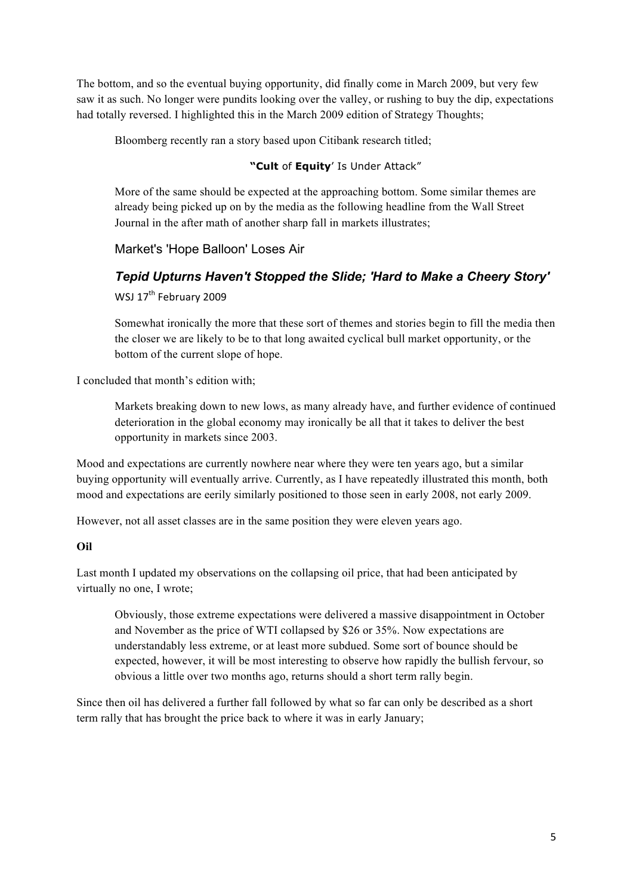The bottom, and so the eventual buying opportunity, did finally come in March 2009, but very few saw it as such. No longer were pundits looking over the valley, or rushing to buy the dip, expectations had totally reversed. I highlighted this in the March 2009 edition of Strategy Thoughts;

> Bloomberg recently ran a story based upon Citibank research titled;
>
> **"Cult** of **Equity**' Is Under Attack"
>
> More of the same should be expected at the approaching bottom. Some similar themes are already being picked up on by the media as the following headline from the Wall Street Journal in the after math of another sharp fall in markets illustrates;
>
> Market's 'Hope Balloon' Loses Air
>
> ***Tepid Upturns Haven't Stopped the Slide; 'Hard to Make a Cheery Story'***
>
> WSJ 17th February 2009
>
> Somewhat ironically the more that these sort of themes and stories begin to fill the media then the closer we are likely to be to that long awaited cyclical bull market opportunity, or the bottom of the current slope of hope.

I concluded that month's edition with;

> Markets breaking down to new lows, as many already have, and further evidence of continued deterioration in the global economy may ironically be all that it takes to deliver the best opportunity in markets since 2003.

Mood and expectations are currently nowhere near where they were ten years ago, but a similar buying opportunity will eventually arrive. Currently, as I have repeatedly illustrated this month, both mood and expectations are eerily similarly positioned to those seen in early 2008, not early 2009.

However, not all asset classes are in the same position they were eleven years ago.

**Oil**

Last month I updated my observations on the collapsing oil price, that had been anticipated by virtually no one, I wrote;

> Obviously, those extreme expectations were delivered a massive disappointment in October and November as the price of WTI collapsed by $26 or 35%. Now expectations are understandably less extreme, or at least more subdued. Some sort of bounce should be expected, however, it will be most interesting to observe how rapidly the bullish fervour, so obvious a little over two months ago, returns should a short term rally begin.

Since then oil has delivered a further fall followed by what so far can only be described as a short term rally that has brought the price back to where it was in early January;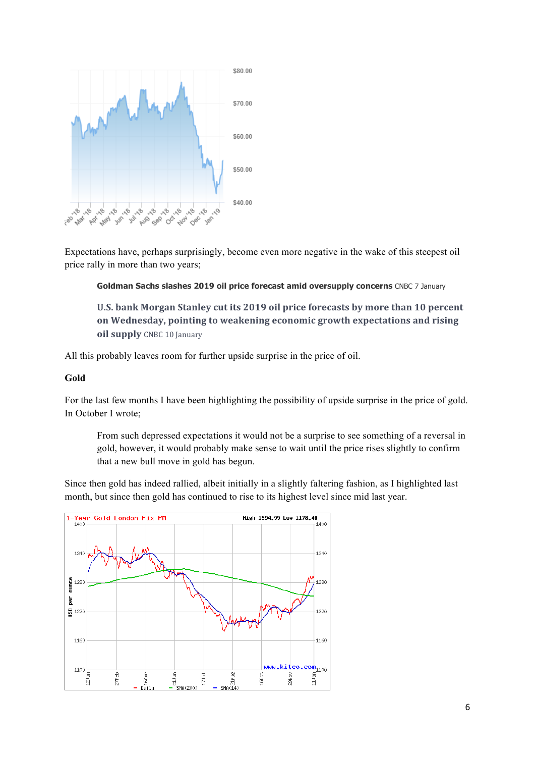Expectations have, perhaps surprisingly, become even more negative in the wake of this steepest oil price rally in more than two years;

> **Goldman Sachs slashes 2019 oil price forecast amid oversupply concerns** CNBC 7 January
>
> **U.S. bank Morgan Stanley cut its 2019 oil price forecasts by more than 10 percent on Wednesday, pointing to weakening economic growth expectations and rising oil supply** CNBC 10 January

All this probably leaves room for further upside surprise in the price of oil.

**Gold**

For the last few months I have been highlighting the possibility of upside surprise in the price of gold. In October I wrote;

> From such depressed expectations it would not be a surprise to see something of a reversal in gold, however, it would probably make sense to wait until the price rises slightly to confirm that a new bull move in gold has begun.

Since then gold has indeed rallied, albeit initially in a slightly faltering fashion, as I highlighted last month, but since then gold has continued to rise to its highest level since mid last year.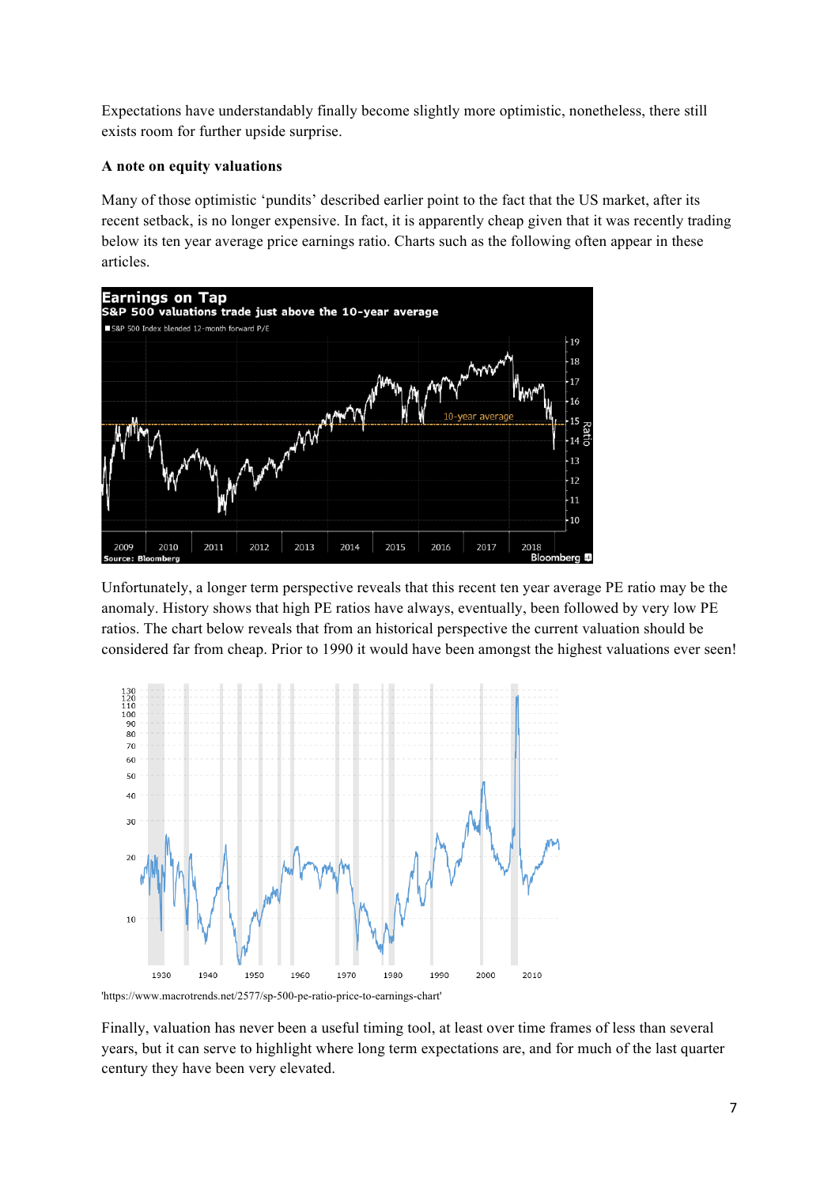Expectations have understandably finally become slightly more optimistic, nonetheless, there still exists room for further upside surprise.

**A note on equity valuations**

Many of those optimistic 'pundits' described earlier point to the fact that the US market, after its recent setback, is no longer expensive. In fact, it is apparently cheap given that it was recently trading below its ten year average price earnings ratio. Charts such as the following often appear in these articles.

Unfortunately, a longer term perspective reveals that this recent ten year average PE ratio may be the anomaly. History shows that high PE ratios have always, eventually, been followed by very low PE ratios. The chart below reveals that from an historical perspective the current valuation should be considered far from cheap. Prior to 1990 it would have been amongst the highest valuations ever seen!

'https://www.macrotrends.net/2577/sp-500-pe-ratio-price-to-earnings-chart'

Finally, valuation has never been a useful timing tool, at least over time frames of less than several years, but it can serve to highlight where long term expectations are, and for much of the last quarter century they have been very elevated.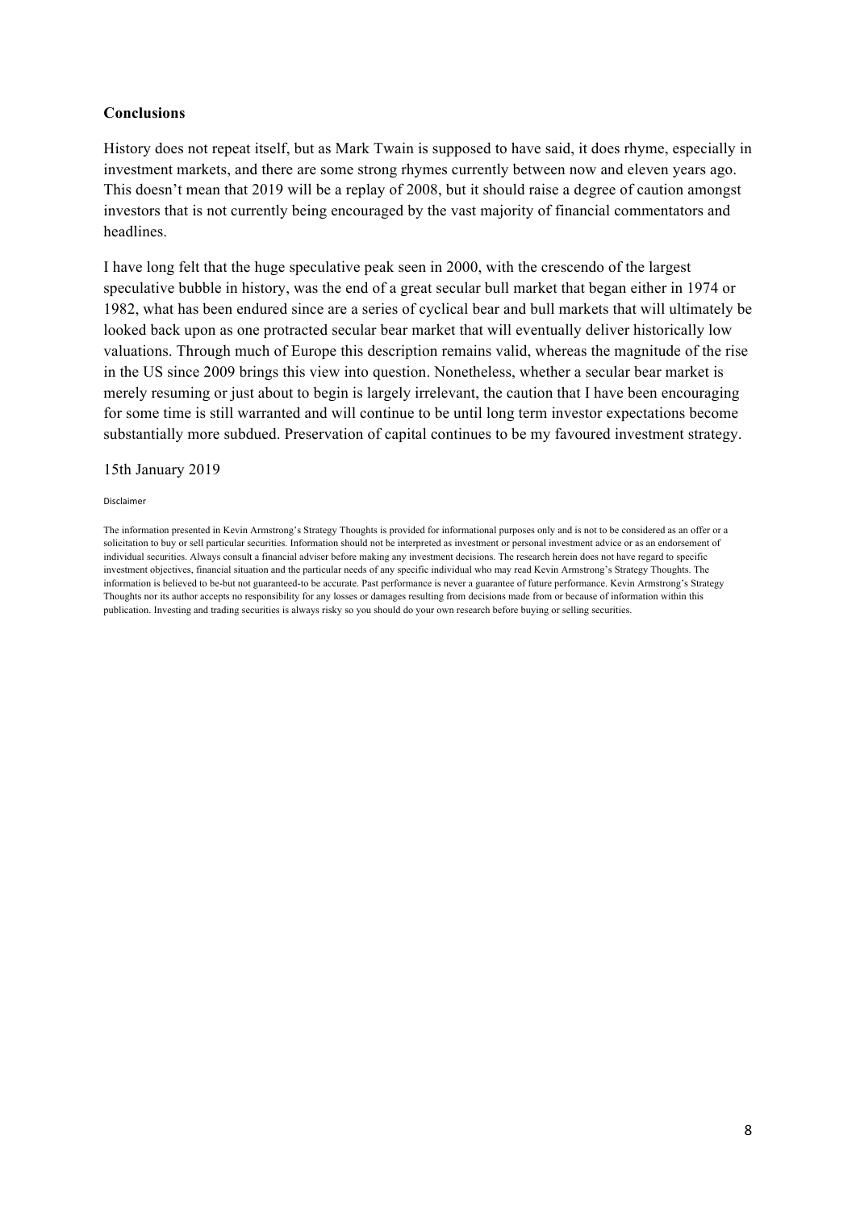**Conclusions**

History does not repeat itself, but as Mark Twain is supposed to have said, it does rhyme, especially in investment markets, and there are some strong rhymes currently between now and eleven years ago. This doesn't mean that 2019 will be a replay of 2008, but it should raise a degree of caution amongst investors that is not currently being encouraged by the vast majority of financial commentators and headlines.

I have long felt that the huge speculative peak seen in 2000, with the crescendo of the largest speculative bubble in history, was the end of a great secular bull market that began either in 1974 or 1982, what has been endured since are a series of cyclical bear and bull markets that will ultimately be looked back upon as one protracted secular bear market that will eventually deliver historically low valuations. Through much of Europe this description remains valid, whereas the magnitude of the rise in the US since 2009 brings this view into question. Nonetheless, whether a secular bear market is merely resuming or just about to begin is largely irrelevant, the caution that I have been encouraging for some time is still warranted and will continue to be until long term investor expectations become substantially more subdued. Preservation of capital continues to be my favoured investment strategy.

15th January 2019

Disclaimer

The information presented in Kevin Armstrong's Strategy Thoughts is provided for informational purposes only and is not to be considered as an offer or a solicitation to buy or sell particular securities. Information should not be interpreted as investment or personal investment advice or as an endorsement of individual securities. Always consult a financial adviser before making any investment decisions. The research herein does not have regard to specific investment objectives, financial situation and the particular needs of any specific individual who may read Kevin Armstrong's Strategy Thoughts. The information is believed to be-but not guaranteed-to be accurate. Past performance is never a guarantee of future performance. Kevin Armstrong's Strategy Thoughts nor its author accepts no responsibility for any losses or damages resulting from decisions made from or because of information within this publication. Investing and trading securities is always risky so you should do your own research before buying or selling securities.